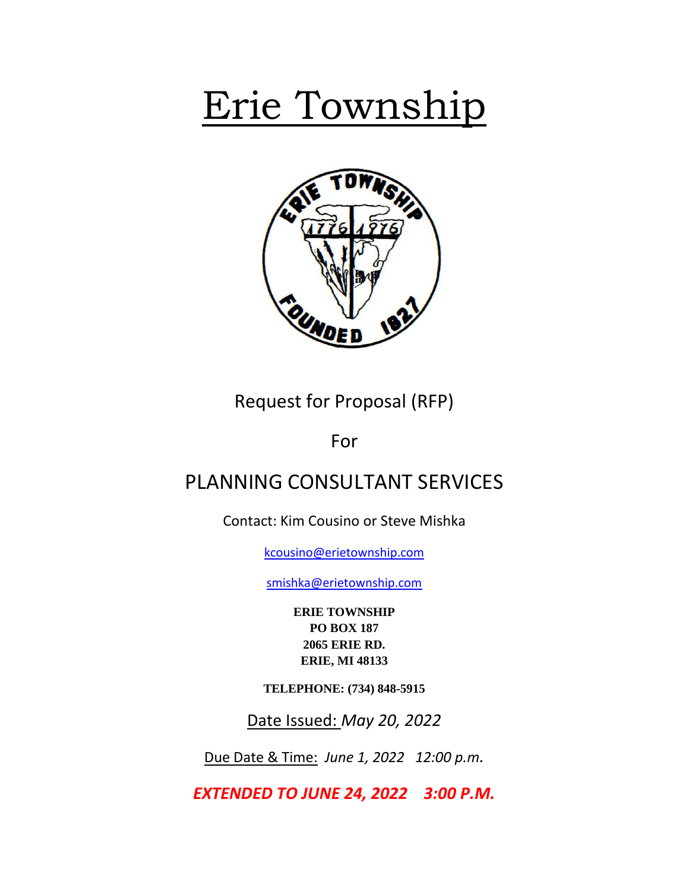# Erie Township

Request for Proposal (RFP)

For

## PLANNING CONSULTANT SERVICES

Contact: Kim Cousino or Steve Mishka

kcousino@erietownship.com

smishka@erietownship.com

**ERIE TOWNSHIP**
**PO BOX 187**
**2065 ERIE RD.**
**ERIE, MI 48133**

**TELEPHONE: (734) 848-5915**

Date Issued: *May 20, 2022*

Due Date & Time: *June 1, 2022 12:00 p.m.*

***EXTENDED TO JUNE 24, 2022 3:00 P.M.***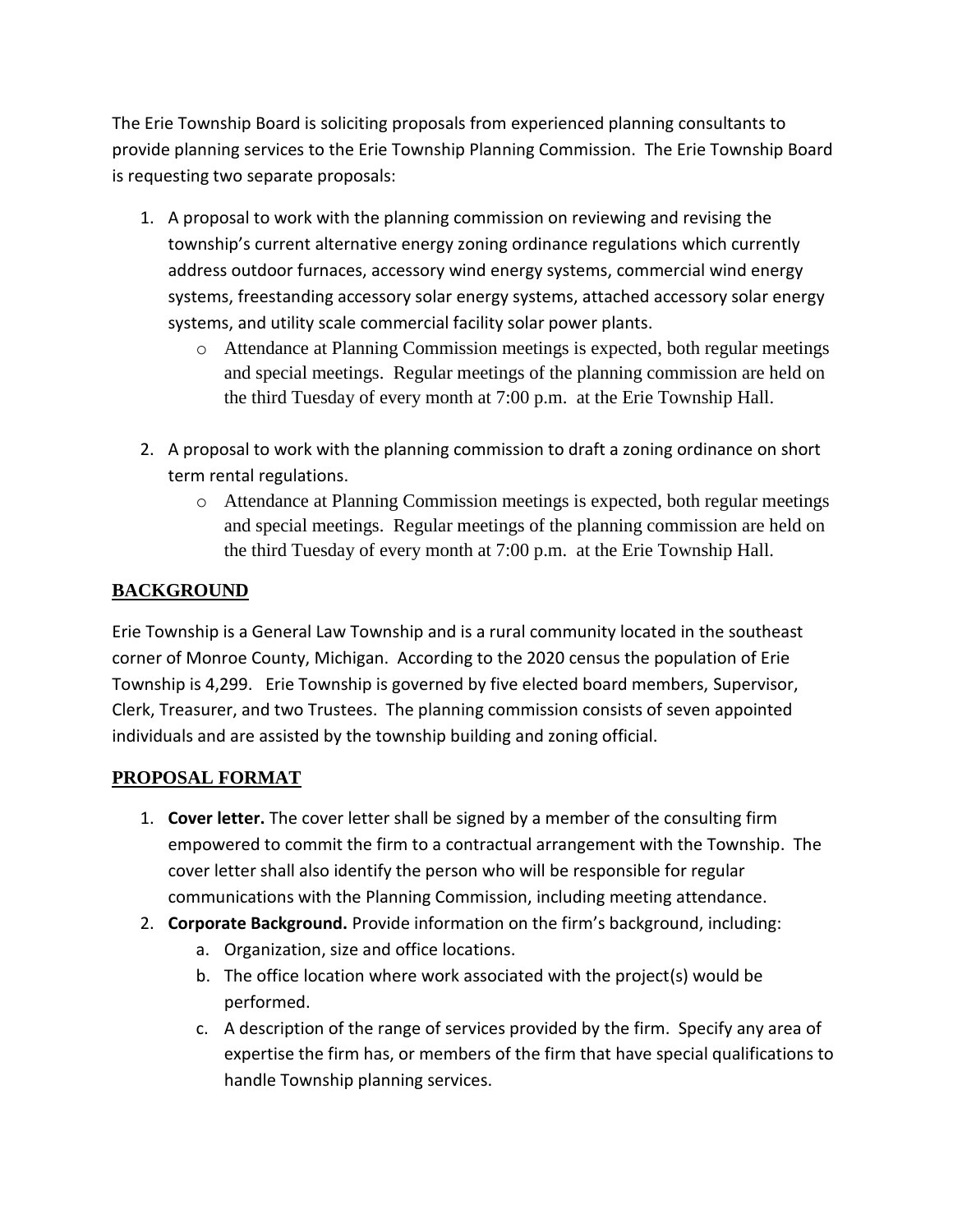The Erie Township Board is soliciting proposals from experienced planning consultants to provide planning services to the Erie Township Planning Commission. The Erie Township Board is requesting two separate proposals:

1. A proposal to work with the planning commission on reviewing and revising the township's current alternative energy zoning ordinance regulations which currently address outdoor furnaces, accessory wind energy systems, commercial wind energy systems, freestanding accessory solar energy systems, attached accessory solar energy systems, and utility scale commercial facility solar power plants.
   - Attendance at Planning Commission meetings is expected, both regular meetings and special meetings. Regular meetings of the planning commission are held on the third Tuesday of every month at 7:00 p.m. at the Erie Township Hall.

2. A proposal to work with the planning commission to draft a zoning ordinance on short term rental regulations.
   - Attendance at Planning Commission meetings is expected, both regular meetings and special meetings. Regular meetings of the planning commission are held on the third Tuesday of every month at 7:00 p.m. at the Erie Township Hall.

## BACKGROUND

Erie Township is a General Law Township and is a rural community located in the southeast corner of Monroe County, Michigan. According to the 2020 census the population of Erie Township is 4,299. Erie Township is governed by five elected board members, Supervisor, Clerk, Treasurer, and two Trustees. The planning commission consists of seven appointed individuals and are assisted by the township building and zoning official.

## PROPOSAL FORMAT

1. **Cover letter.** The cover letter shall be signed by a member of the consulting firm empowered to commit the firm to a contractual arrangement with the Township. The cover letter shall also identify the person who will be responsible for regular communications with the Planning Commission, including meeting attendance.
2. **Corporate Background.** Provide information on the firm's background, including:
   a. Organization, size and office locations.
   b. The office location where work associated with the project(s) would be performed.
   c. A description of the range of services provided by the firm. Specify any area of expertise the firm has, or members of the firm that have special qualifications to handle Township planning services.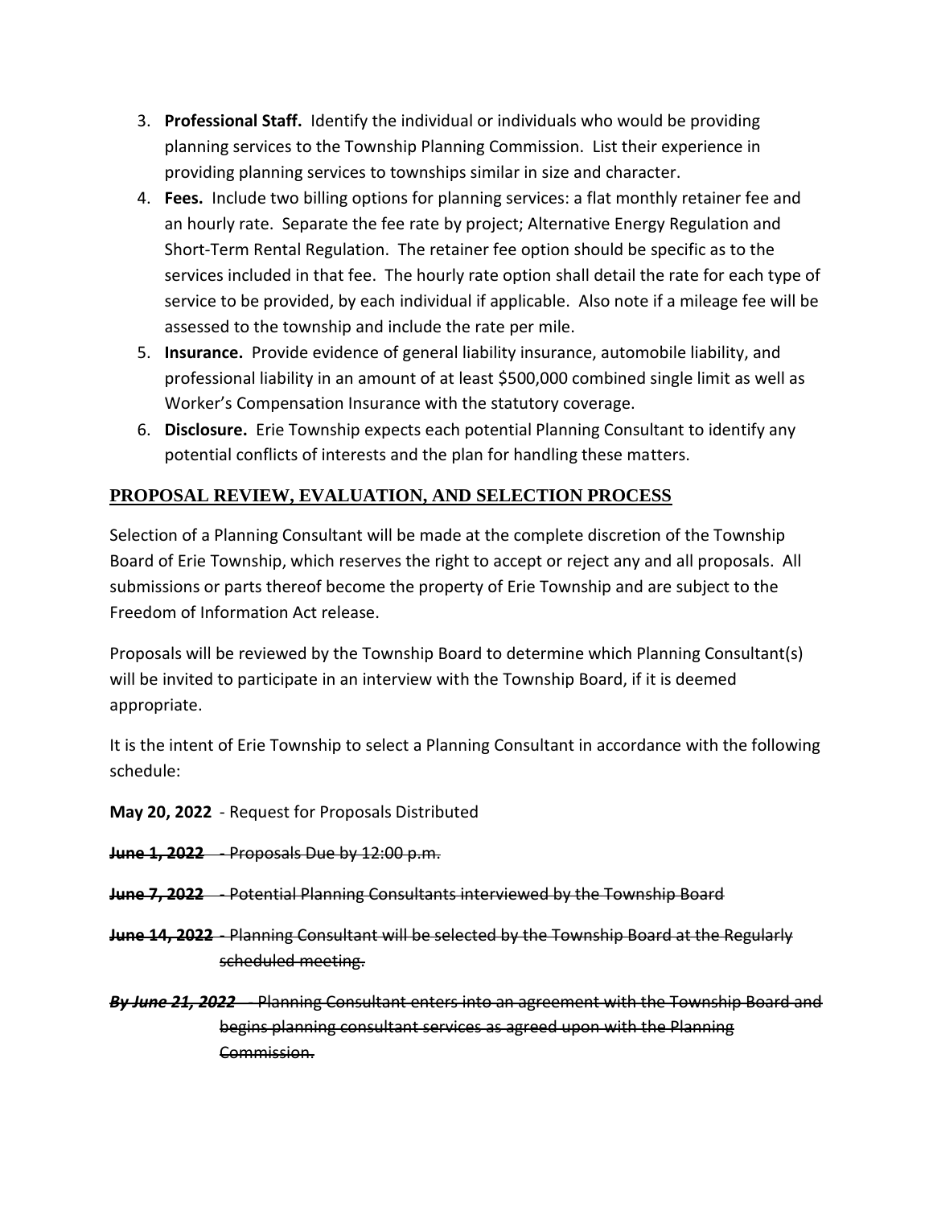3. **Professional Staff.** Identify the individual or individuals who would be providing planning services to the Township Planning Commission. List their experience in providing planning services to townships similar in size and character.
4. **Fees.** Include two billing options for planning services: a flat monthly retainer fee and an hourly rate. Separate the fee rate by project; Alternative Energy Regulation and Short-Term Rental Regulation. The retainer fee option should be specific as to the services included in that fee. The hourly rate option shall detail the rate for each type of service to be provided, by each individual if applicable. Also note if a mileage fee will be assessed to the township and include the rate per mile.
5. **Insurance.** Provide evidence of general liability insurance, automobile liability, and professional liability in an amount of at least $500,000 combined single limit as well as Worker's Compensation Insurance with the statutory coverage.
6. **Disclosure.** Erie Township expects each potential Planning Consultant to identify any potential conflicts of interests and the plan for handling these matters.

## PROPOSAL REVIEW, EVALUATION, AND SELECTION PROCESS

Selection of a Planning Consultant will be made at the complete discretion of the Township Board of Erie Township, which reserves the right to accept or reject any and all proposals. All submissions or parts thereof become the property of Erie Township and are subject to the Freedom of Information Act release.

Proposals will be reviewed by the Township Board to determine which Planning Consultant(s) will be invited to participate in an interview with the Township Board, if it is deemed appropriate.

It is the intent of Erie Township to select a Planning Consultant in accordance with the following schedule:

**May 20, 2022** - Request for Proposals Distributed

~~**June 1, 2022** - Proposals Due by 12:00 p.m.~~

~~**June 7, 2022** - Potential Planning Consultants interviewed by the Township Board~~

~~**June 14, 2022** - Planning Consultant will be selected by the Township Board at the Regularly scheduled meeting.~~

~~***By June 21, 2022*** - Planning Consultant enters into an agreement with the Township Board and begins planning consultant services as agreed upon with the Planning Commission.~~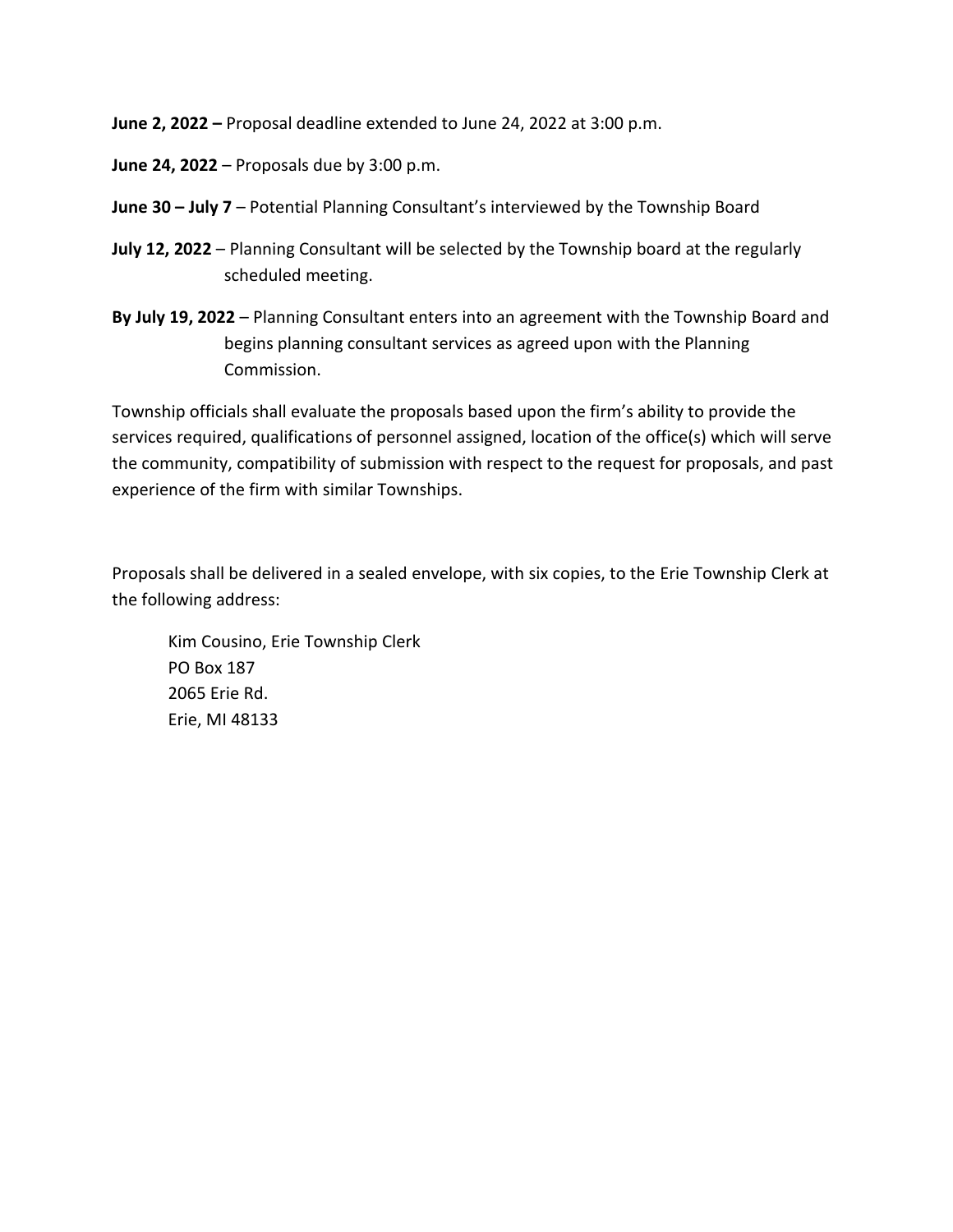**June 2, 2022 –** Proposal deadline extended to June 24, 2022 at 3:00 p.m.

**June 24, 2022** – Proposals due by 3:00 p.m.

**June 30 – July 7** – Potential Planning Consultant's interviewed by the Township Board

**July 12, 2022** – Planning Consultant will be selected by the Township board at the regularly scheduled meeting.

**By July 19, 2022** – Planning Consultant enters into an agreement with the Township Board and begins planning consultant services as agreed upon with the Planning Commission.

Township officials shall evaluate the proposals based upon the firm's ability to provide the services required, qualifications of personnel assigned, location of the office(s) which will serve the community, compatibility of submission with respect to the request for proposals, and past experience of the firm with similar Townships.

Proposals shall be delivered in a sealed envelope, with six copies, to the Erie Township Clerk at the following address:

Kim Cousino, Erie Township Clerk
PO Box 187
2065 Erie Rd.
Erie, MI 48133